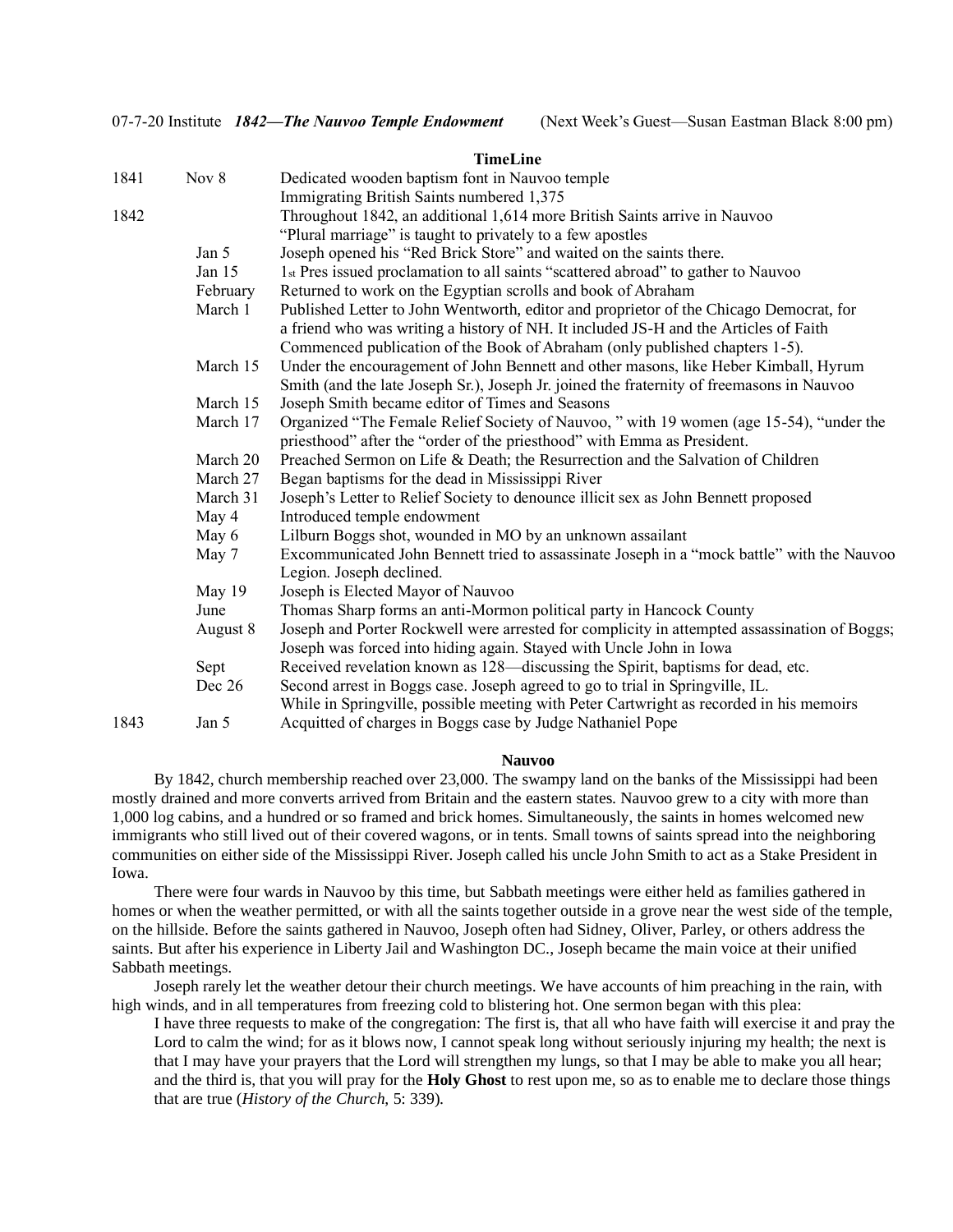07-7-20 Institute ***1842—The Nauvoo Temple Endowment*** (Next Week's Guest—Susan Eastman Black 8:00 pm)

**TimeLine**

| | | |
|---|---|---|
| 1841 | Nov 8 | Dedicated wooden baptism font in Nauvoo temple |
| | | Immigrating British Saints numbered 1,375 |
| 1842 | | Throughout 1842, an additional 1,614 more British Saints arrive in Nauvoo |
| | | "Plural marriage" is taught to privately to a few apostles |
| | Jan 5 | Joseph opened his "Red Brick Store" and waited on the saints there. |
| | Jan 15 | 1st Pres issued proclamation to all saints "scattered abroad" to gather to Nauvoo |
| | February | Returned to work on the Egyptian scrolls and book of Abraham |
| | March 1 | Published Letter to John Wentworth, editor and proprietor of the Chicago Democrat, for a friend who was writing a history of NH. It included JS-H and the Articles of Faith |
| | | Commenced publication of the Book of Abraham (only published chapters 1-5). |
| | March 15 | Under the encouragement of John Bennett and other masons, like Heber Kimball, Hyrum Smith (and the late Joseph Sr.), Joseph Jr. joined the fraternity of freemasons in Nauvoo |
| | March 15 | Joseph Smith became editor of Times and Seasons |
| | March 17 | Organized "The Female Relief Society of Nauvoo, " with 19 women (age 15-54), "under the priesthood" after the "order of the priesthood" with Emma as President. |
| | March 20 | Preached Sermon on Life & Death; the Resurrection and the Salvation of Children |
| | March 27 | Began baptisms for the dead in Mississippi River |
| | March 31 | Joseph's Letter to Relief Society to denounce illicit sex as John Bennett proposed |
| | May 4 | Introduced temple endowment |
| | May 6 | Lilburn Boggs shot, wounded in MO by an unknown assailant |
| | May 7 | Excommunicated John Bennett tried to assassinate Joseph in a "mock battle" with the Nauvoo Legion. Joseph declined. |
| | May 19 | Joseph is Elected Mayor of Nauvoo |
| | June | Thomas Sharp forms an anti-Mormon political party in Hancock County |
| | August 8 | Joseph and Porter Rockwell were arrested for complicity in attempted assassination of Boggs; Joseph was forced into hiding again. Stayed with Uncle John in Iowa |
| | Sept | Received revelation known as 128—discussing the Spirit, baptisms for dead, etc. |
| | Dec 26 | Second arrest in Boggs case. Joseph agreed to go to trial in Springville, IL. |
| | | While in Springville, possible meeting with Peter Cartwright as recorded in his memoirs |
| 1843 | Jan 5 | Acquitted of charges in Boggs case by Judge Nathaniel Pope |

**Nauvoo**

By 1842, church membership reached over 23,000. The swampy land on the banks of the Mississippi had been mostly drained and more converts arrived from Britain and the eastern states. Nauvoo grew to a city with more than 1,000 log cabins, and a hundred or so framed and brick homes. Simultaneously, the saints in homes welcomed new immigrants who still lived out of their covered wagons, or in tents. Small towns of saints spread into the neighboring communities on either side of the Mississippi River. Joseph called his uncle John Smith to act as a Stake President in Iowa.

There were four wards in Nauvoo by this time, but Sabbath meetings were either held as families gathered in homes or when the weather permitted, or with all the saints together outside in a grove near the west side of the temple, on the hillside. Before the saints gathered in Nauvoo, Joseph often had Sidney, Oliver, Parley, or others address the saints. But after his experience in Liberty Jail and Washington DC., Joseph became the main voice at their unified Sabbath meetings.

Joseph rarely let the weather detour their church meetings. We have accounts of him preaching in the rain, with high winds, and in all temperatures from freezing cold to blistering hot. One sermon began with this plea:

> I have three requests to make of the congregation: The first is, that all who have faith will exercise it and pray the Lord to calm the wind; for as it blows now, I cannot speak long without seriously injuring my health; the next is that I may have your prayers that the Lord will strengthen my lungs, so that I may be able to make you all hear; and the third is, that you will pray for the **Holy Ghost** to rest upon me, so as to enable me to declare those things that are true (*History of the Church,* 5: 339).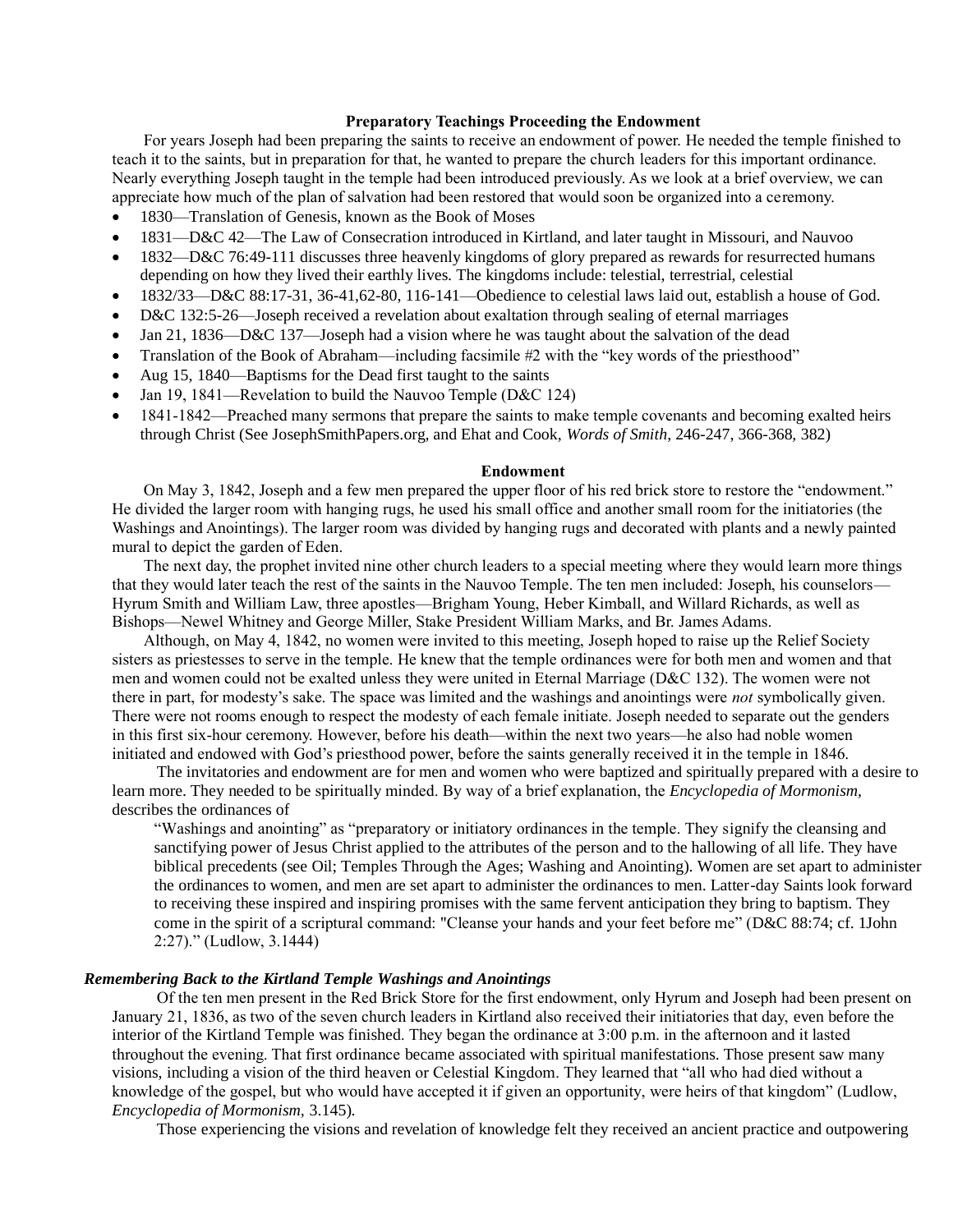### Preparatory Teachings Proceeding the Endowment

For years Joseph had been preparing the saints to receive an endowment of power. He needed the temple finished to teach it to the saints, but in preparation for that, he wanted to prepare the church leaders for this important ordinance. Nearly everything Joseph taught in the temple had been introduced previously. As we look at a brief overview, we can appreciate how much of the plan of salvation had been restored that would soon be organized into a ceremony.

- 1830—Translation of Genesis, known as the Book of Moses
- 1831—D&C 42—The Law of Consecration introduced in Kirtland, and later taught in Missouri, and Nauvoo
- 1832—D&C 76:49-111 discusses three heavenly kingdoms of glory prepared as rewards for resurrected humans depending on how they lived their earthly lives. The kingdoms include: telestial, terrestrial, celestial
- 1832/33—D&C 88:17-31, 36-41,62-80, 116-141—Obedience to celestial laws laid out, establish a house of God.
- D&C 132:5-26—Joseph received a revelation about exaltation through sealing of eternal marriages
- Jan 21, 1836—D&C 137—Joseph had a vision where he was taught about the salvation of the dead
- Translation of the Book of Abraham—including facsimile #2 with the "key words of the priesthood"
- Aug 15, 1840—Baptisms for the Dead first taught to the saints
- Jan 19, 1841—Revelation to build the Nauvoo Temple (D&C 124)
- 1841-1842—Preached many sermons that prepare the saints to make temple covenants and becoming exalted heirs through Christ (See JosephSmithPapers.org, and Ehat and Cook, *Words of Smith*, 246-247, 366-368, 382)

### Endowment

On May 3, 1842, Joseph and a few men prepared the upper floor of his red brick store to restore the "endowment." He divided the larger room with hanging rugs, he used his small office and another small room for the initiatories (the Washings and Anointings). The larger room was divided by hanging rugs and decorated with plants and a newly painted mural to depict the garden of Eden.

The next day, the prophet invited nine other church leaders to a special meeting where they would learn more things that they would later teach the rest of the saints in the Nauvoo Temple. The ten men included: Joseph, his counselors—Hyrum Smith and William Law, three apostles—Brigham Young, Heber Kimball, and Willard Richards, as well as Bishops—Newel Whitney and George Miller, Stake President William Marks, and Br. James Adams.

Although, on May 4, 1842, no women were invited to this meeting, Joseph hoped to raise up the Relief Society sisters as priestesses to serve in the temple. He knew that the temple ordinances were for both men and women and that men and women could not be exalted unless they were united in Eternal Marriage (D&C 132). The women were not there in part, for modesty's sake. The space was limited and the washings and anointings were *not* symbolically given. There were not rooms enough to respect the modesty of each female initiate. Joseph needed to separate out the genders in this first six-hour ceremony. However, before his death—within the next two years—he also had noble women initiated and endowed with God's priesthood power, before the saints generally received it in the temple in 1846.

The invitatories and endowment are for men and women who were baptized and spiritually prepared with a desire to learn more. They needed to be spiritually minded. By way of a brief explanation, the *Encyclopedia of Mormonism,* describes the ordinances of

> "Washings and anointing" as "preparatory or initiatory ordinances in the temple. They signify the cleansing and sanctifying power of Jesus Christ applied to the attributes of the person and to the hallowing of all life. They have biblical precedents (see Oil; Temples Through the Ages; Washing and Anointing). Women are set apart to administer the ordinances to women, and men are set apart to administer the ordinances to men. Latter-day Saints look forward to receiving these inspired and inspiring promises with the same fervent anticipation they bring to baptism. They come in the spirit of a scriptural command: "Cleanse your hands and your feet before me" (D&C 88:74; cf. 1John 2:27)." (Ludlow, 3.1444)

#### *Remembering Back to the Kirtland Temple Washings and Anointings*

Of the ten men present in the Red Brick Store for the first endowment, only Hyrum and Joseph had been present on January 21, 1836, as two of the seven church leaders in Kirtland also received their initiatories that day, even before the interior of the Kirtland Temple was finished. They began the ordinance at 3:00 p.m. in the afternoon and it lasted throughout the evening. That first ordinance became associated with spiritual manifestations. Those present saw many visions, including a vision of the third heaven or Celestial Kingdom. They learned that "all who had died without a knowledge of the gospel, but who would have accepted it if given an opportunity, were heirs of that kingdom" (Ludlow, *Encyclopedia of Mormonism,* 3.145).

Those experiencing the visions and revelation of knowledge felt they received an ancient practice and outpowering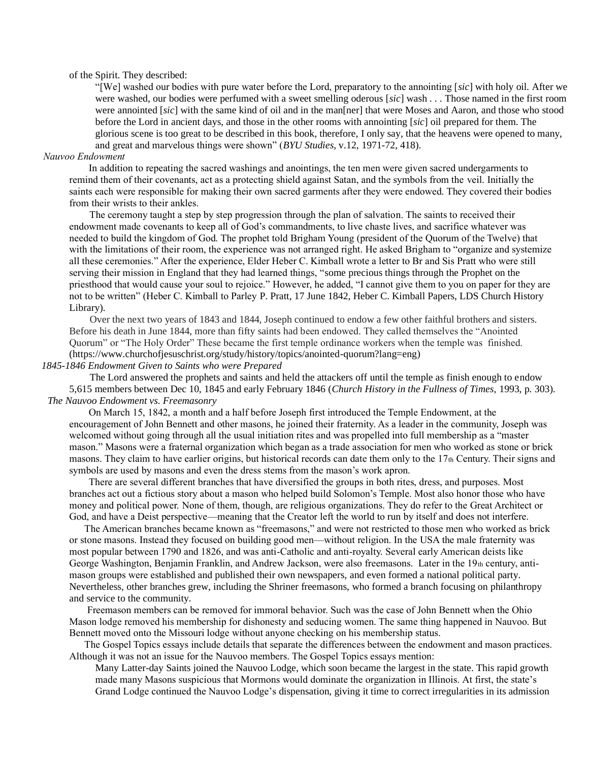of the Spirit. They described:

> "[We] washed our bodies with pure water before the Lord, preparatory to the annointing [*sic*] with holy oil. After we were washed, our bodies were perfumed with a sweet smelling oderous [*sic*] wash . . . Those named in the first room were annointed [*sic*] with the same kind of oil and in the man[ner] that were Moses and Aaron, and those who stood before the Lord in ancient days, and those in the other rooms with annointing [*sic*] oil prepared for them. The glorious scene is too great to be described in this book, therefore, I only say, that the heavens were opened to many, and great and marvelous things were shown" (*BYU Studies*, v.12, 1971-72, 418).

*Nauvoo Endowment*

In addition to repeating the sacred washings and anointings, the ten men were given sacred undergarments to remind them of their covenants, act as a protecting shield against Satan, and the symbols from the veil. Initially the saints each were responsible for making their own sacred garments after they were endowed. They covered their bodies from their wrists to their ankles.

The ceremony taught a step by step progression through the plan of salvation. The saints to received their endowment made covenants to keep all of God's commandments, to live chaste lives, and sacrifice whatever was needed to build the kingdom of God. The prophet told Brigham Young (president of the Quorum of the Twelve) that with the limitations of their room, the experience was not arranged right. He asked Brigham to "organize and systemize all these ceremonies." After the experience, Elder Heber C. Kimball wrote a letter to Br and Sis Pratt who were still serving their mission in England that they had learned things, "some precious things through the Prophet on the priesthood that would cause your soul to rejoice." However, he added, "I cannot give them to you on paper for they are not to be written" (Heber C. Kimball to Parley P. Pratt, 17 June 1842, Heber C. Kimball Papers, LDS Church History Library).

Over the next two years of 1843 and 1844, Joseph continued to endow a few other faithful brothers and sisters. Before his death in June 1844, more than fifty saints had been endowed. They called themselves the "Anointed Quorum" or "The Holy Order" These became the first temple ordinance workers when the temple was finished. (https://www.churchofjesuschrist.org/study/history/topics/anointed-quorum?lang=eng)

*1845-1846 Endowment Given to Saints who were Prepared*

The Lord answered the prophets and saints and held the attackers off until the temple as finish enough to endow 5,615 members between Dec 10, 1845 and early February 1846 (*Church History in the Fullness of Times,* 1993, p. 303).

*The Nauvoo Endowment vs. Freemasonry*

On March 15, 1842, a month and a half before Joseph first introduced the Temple Endowment, at the encouragement of John Bennett and other masons, he joined their fraternity. As a leader in the community, Joseph was welcomed without going through all the usual initiation rites and was propelled into full membership as a "master mason." Masons were a fraternal organization which began as a trade association for men who worked as stone or brick masons. They claim to have earlier origins, but historical records can date them only to the 17th Century. Their signs and symbols are used by masons and even the dress stems from the mason's work apron.

There are several different branches that have diversified the groups in both rites, dress, and purposes. Most branches act out a fictious story about a mason who helped build Solomon's Temple. Most also honor those who have money and political power. None of them, though, are religious organizations. They do refer to the Great Architect or God, and have a Deist perspective—meaning that the Creator left the world to run by itself and does not interfere.

The American branches became known as "freemasons," and were not restricted to those men who worked as brick or stone masons. Instead they focused on building good men—without religion. In the USA the male fraternity was most popular between 1790 and 1826, and was anti-Catholic and anti-royalty. Several early American deists like George Washington, Benjamin Franklin, and Andrew Jackson, were also freemasons. Later in the 19th century, anti-mason groups were established and published their own newspapers, and even formed a national political party. Nevertheless, other branches grew, including the Shriner freemasons, who formed a branch focusing on philanthropy and service to the community.

Freemason members can be removed for immoral behavior. Such was the case of John Bennett when the Ohio Mason lodge removed his membership for dishonesty and seducing women. The same thing happened in Nauvoo. But Bennett moved onto the Missouri lodge without anyone checking on his membership status.

The Gospel Topics essays include details that separate the differences between the endowment and mason practices. Although it was not an issue for the Nauvoo members. The Gospel Topics essays mention:

> Many Latter-day Saints joined the Nauvoo Lodge, which soon became the largest in the state. This rapid growth made many Masons suspicious that Mormons would dominate the organization in Illinois. At first, the state's Grand Lodge continued the Nauvoo Lodge's dispensation, giving it time to correct irregularities in its admission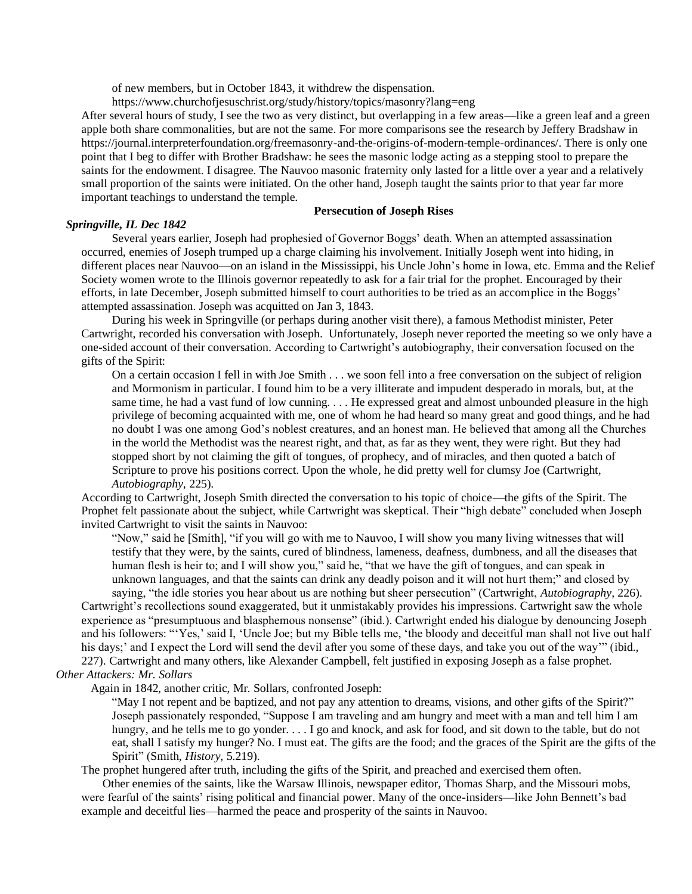of new members, but in October 1843, it withdrew the dispensation.

https://www.churchofjesuschrist.org/study/history/topics/masonry?lang=eng

After several hours of study, I see the two as very distinct, but overlapping in a few areas—like a green leaf and a green apple both share commonalities, but are not the same. For more comparisons see the research by Jeffery Bradshaw in https://journal.interpreterfoundation.org/freemasonry-and-the-origins-of-modern-temple-ordinances/. There is only one point that I beg to differ with Brother Bradshaw: he sees the masonic lodge acting as a stepping stool to prepare the saints for the endowment. I disagree. The Nauvoo masonic fraternity only lasted for a little over a year and a relatively small proportion of the saints were initiated. On the other hand, Joseph taught the saints prior to that year far more important teachings to understand the temple.

## Persecution of Joseph Rises

### *Springville, IL Dec 1842*

Several years earlier, Joseph had prophesied of Governor Boggs' death. When an attempted assassination occurred, enemies of Joseph trumped up a charge claiming his involvement. Initially Joseph went into hiding, in different places near Nauvoo—on an island in the Mississippi, his Uncle John's home in Iowa, etc. Emma and the Relief Society women wrote to the Illinois governor repeatedly to ask for a fair trial for the prophet. Encouraged by their efforts, in late December, Joseph submitted himself to court authorities to be tried as an accomplice in the Boggs' attempted assassination. Joseph was acquitted on Jan 3, 1843.

During his week in Springville (or perhaps during another visit there), a famous Methodist minister, Peter Cartwright, recorded his conversation with Joseph. Unfortunately, Joseph never reported the meeting so we only have a one-sided account of their conversation. According to Cartwright's autobiography, their conversation focused on the gifts of the Spirit:

> On a certain occasion I fell in with Joe Smith . . . we soon fell into a free conversation on the subject of religion and Mormonism in particular. I found him to be a very illiterate and impudent desperado in morals, but, at the same time, he had a vast fund of low cunning. . . . He expressed great and almost unbounded pleasure in the high privilege of becoming acquainted with me, one of whom he had heard so many great and good things, and he had no doubt I was one among God's noblest creatures, and an honest man. He believed that among all the Churches in the world the Methodist was the nearest right, and that, as far as they went, they were right. But they had stopped short by not claiming the gift of tongues, of prophecy, and of miracles, and then quoted a batch of Scripture to prove his positions correct. Upon the whole, he did pretty well for clumsy Joe (Cartwright, *Autobiography*, 225).

According to Cartwright, Joseph Smith directed the conversation to his topic of choice—the gifts of the Spirit. The Prophet felt passionate about the subject, while Cartwright was skeptical. Their "high debate" concluded when Joseph invited Cartwright to visit the saints in Nauvoo:

> "Now," said he [Smith], "if you will go with me to Nauvoo, I will show you many living witnesses that will testify that they were, by the saints, cured of blindness, lameness, deafness, dumbness, and all the diseases that human flesh is heir to; and I will show you," said he, "that we have the gift of tongues, and can speak in unknown languages, and that the saints can drink any deadly poison and it will not hurt them;" and closed by saying, "the idle stories you hear about us are nothing but sheer persecution" (Cartwright, *Autobiography*, 226).

Cartwright's recollections sound exaggerated, but it unmistakably provides his impressions. Cartwright saw the whole experience as "presumptuous and blasphemous nonsense" (ibid.). Cartwright ended his dialogue by denouncing Joseph and his followers: "'Yes,' said I, 'Uncle Joe; but my Bible tells me, 'the bloody and deceitful man shall not live out half his days;' and I expect the Lord will send the devil after you some of these days, and take you out of the way'" (ibid., 227). Cartwright and many others, like Alexander Campbell, felt justified in exposing Joseph as a false prophet.

### *Other Attackers: Mr. Sollars*

Again in 1842, another critic, Mr. Sollars, confronted Joseph:

> "May I not repent and be baptized, and not pay any attention to dreams, visions, and other gifts of the Spirit?" Joseph passionately responded, "Suppose I am traveling and am hungry and meet with a man and tell him I am hungry, and he tells me to go yonder. . . . I go and knock, and ask for food, and sit down to the table, but do not eat, shall I satisfy my hunger? No. I must eat. The gifts are the food; and the graces of the Spirit are the gifts of the Spirit" (Smith, *History*, 5.219).

The prophet hungered after truth, including the gifts of the Spirit, and preached and exercised them often.

Other enemies of the saints, like the Warsaw Illinois, newspaper editor, Thomas Sharp, and the Missouri mobs, were fearful of the saints' rising political and financial power. Many of the once-insiders—like John Bennett's bad example and deceitful lies—harmed the peace and prosperity of the saints in Nauvoo.